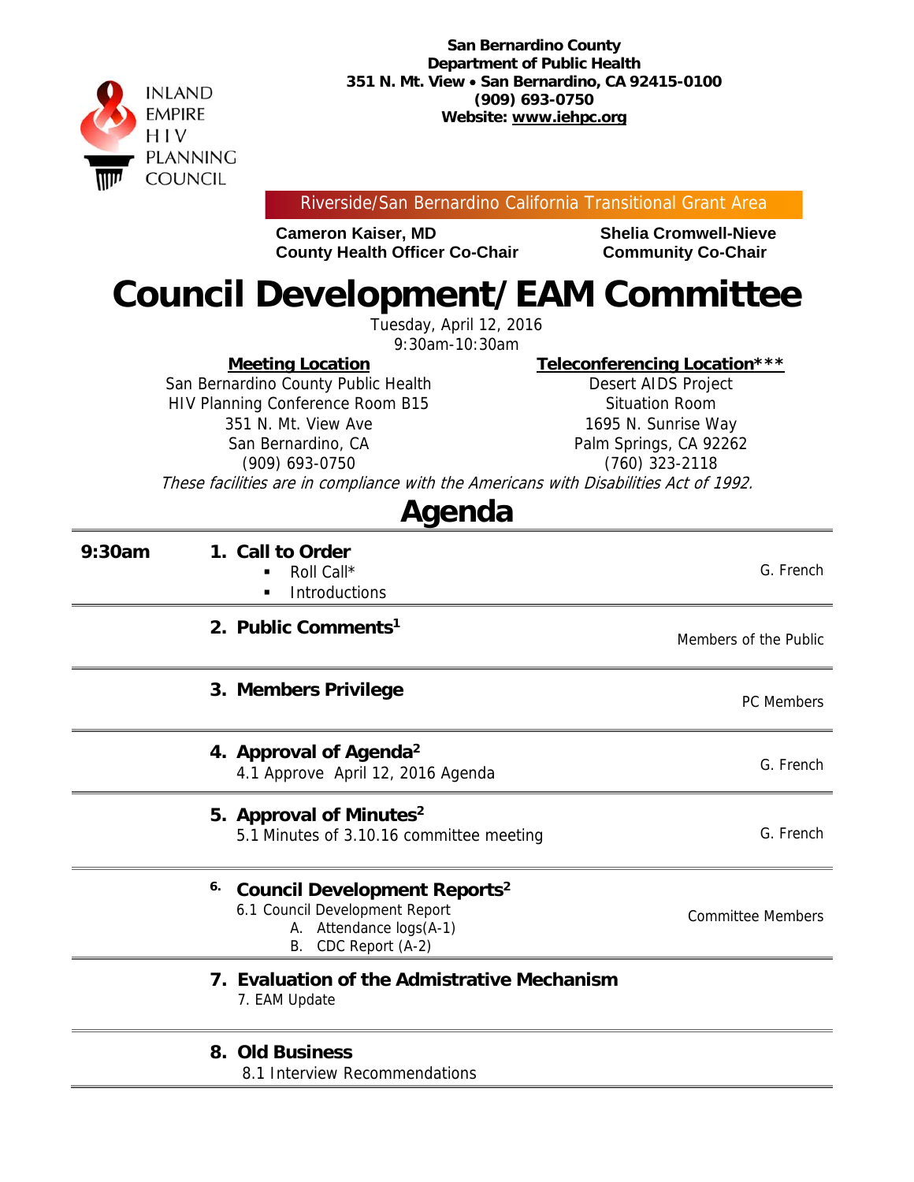INLAND EMPIRE HIV PLANNING COUNCIL

**San Bernardino County**
**Department of Public Health**
**351 N. Mt. View • San Bernardino, CA 92415-0100**
**(909) 693-0750**
**Website: www.iehpc.org**

Riverside/San Bernardino California Transitional Grant Area

**Cameron Kaiser, MD**
**County Health Officer Co-Chair**

**Shelia Cromwell-Nieve**
**Community Co-Chair**

# Council Development/EAM Committee

Tuesday, April 12, 2016
9:30am-10:30am

**Meeting Location**
San Bernardino County Public Health
HIV Planning Conference Room B15
351 N. Mt. View Ave
San Bernardino, CA
(909) 693-0750

**Teleconferencing Location*****
Desert AIDS Project
Situation Room
1695 N. Sunrise Way
Palm Springs, CA 92262
(760) 323-2118

*These facilities are in compliance with the Americans with Disabilities Act of 1992.*

## Agenda

| Time | Item | Presenter |
|---|---|---|
| **9:30am** | **1. Call to Order**<br>▪ Roll Call*<br>▪ Introductions | G. French |
| | **2. Public Comments[1]** | Members of the Public |
| | **3. Members Privilege** | PC Members |
| | **4. Approval of Agenda[2]**<br>4.1 Approve April 12, 2016 Agenda | G. French |
| | **5. Approval of Minutes[2]**<br>5.1 Minutes of 3.10.16 committee meeting | G. French |
| | **6. Council Development Reports[2]**<br>6.1 Council Development Report<br>A. Attendance logs(A-1)<br>B. CDC Report (A-2) | Committee Members |
| | **7. Evaluation of the Admistrative Mechanism**<br>7. EAM Update | |
| | **8. Old Business**<br>8.1 Interview Recommendations | |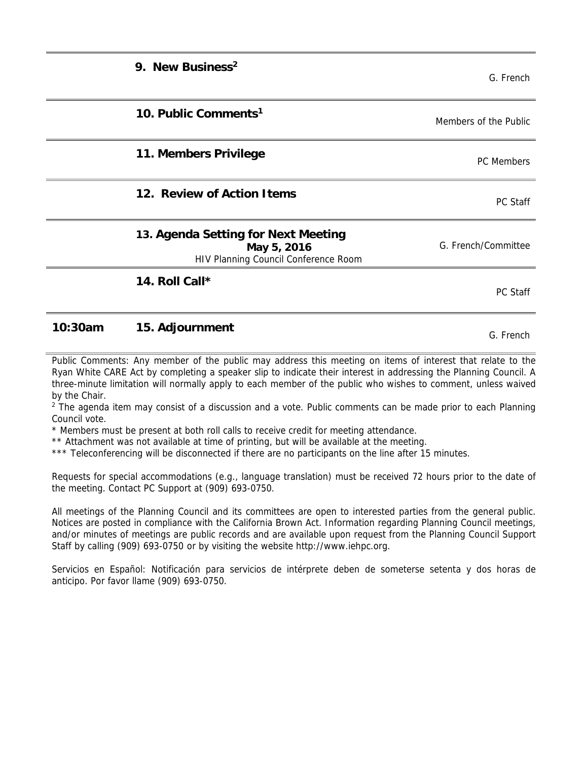| Time | Agenda Item | Presenter |
| --- | --- | --- |
| | **9. New Business[2]** | G. French |
| | **10. Public Comments[1]** | Members of the Public |
| | **11. Members Privilege** | PC Members |
| | **12. Review of Action Items** | PC Staff |
| | **13. Agenda Setting for Next Meeting** **May 5, 2016** HIV Planning Council Conference Room | G. French/Committee |
| | **14. Roll Call*** | PC Staff |
| **10:30am** | **15. Adjournment** | G. French |

Public Comments: Any member of the public may address this meeting on items of interest that relate to the Ryan White CARE Act by completing a speaker slip to indicate their interest in addressing the Planning Council. A three-minute limitation will normally apply to each member of the public who wishes to comment, unless waived by the Chair.

[2] The agenda item may consist of a discussion and a vote. Public comments can be made prior to each Planning Council vote.

\* Members must be present at both roll calls to receive credit for meeting attendance.

\** Attachment was not available at time of printing, but will be available at the meeting.

\*** Teleconferencing will be disconnected if there are no participants on the line after 15 minutes.

Requests for special accommodations (e.g., language translation) must be received 72 hours prior to the date of the meeting. Contact PC Support at (909) 693-0750.

All meetings of the Planning Council and its committees are open to interested parties from the general public. Notices are posted in compliance with the California Brown Act. Information regarding Planning Council meetings, and/or minutes of meetings are public records and are available upon request from the Planning Council Support Staff by calling (909) 693-0750 or by visiting the website http://www.iehpc.org.

Servicios en Español: Notificación para servicios de intérprete deben de someterse setenta y dos horas de anticipo. Por favor llame (909) 693-0750.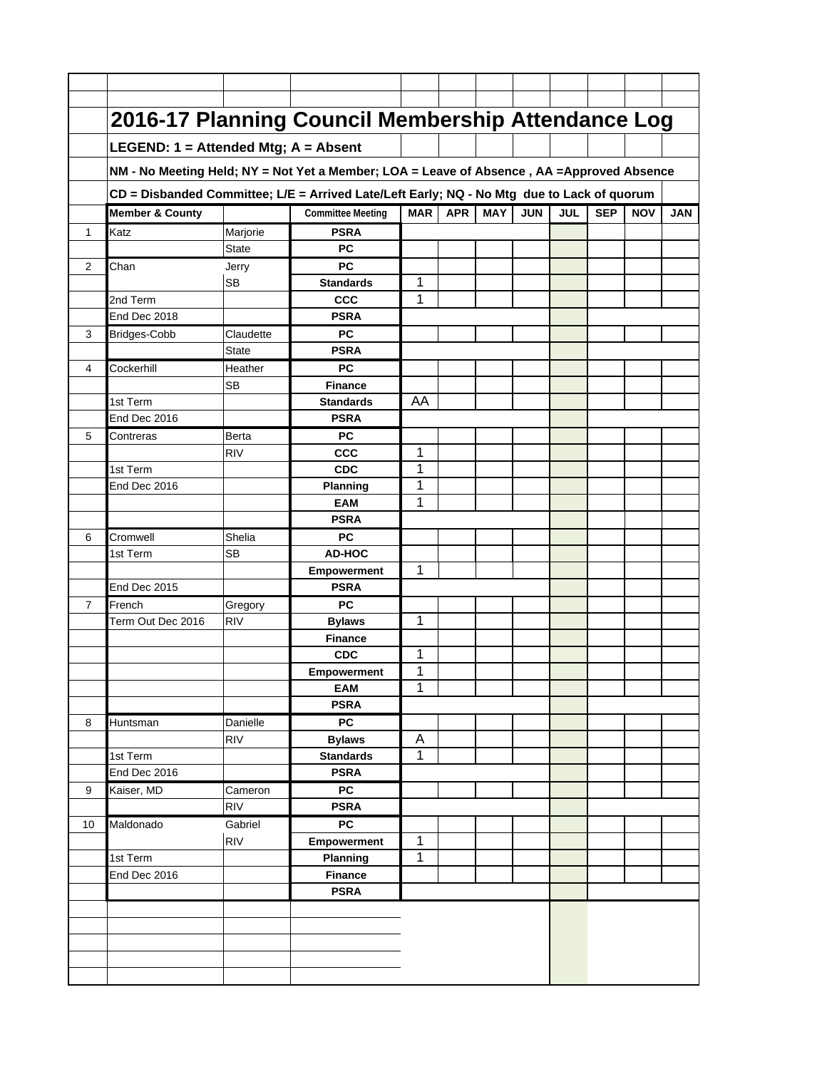# 2016-17 Planning Council Membership Attendance Log

**LEGEND: 1 = Attended Mtg; A = Absent**

**NM - No Meeting Held; NY = Not Yet a Member; LOA = Leave of Absence , AA =Approved Absence**

**CD = Disbanded Committee; L/E = Arrived Late/Left Early; NQ - No Mtg due to Lack of quorum**

| | Member & County | | Committee Meeting | MAR | APR | MAY | JUN | JUL | SEP | NOV | JAN |
|---|---|---|---|---|---|---|---|---|---|---|---|
| 1 | Katz | Marjorie | PSRA | | | | | | | | |
| | | State | PC | | | | | | | | |
| 2 | Chan | Jerry | PC | | | | | | | | |
| | | SB | Standards | 1 | | | | | | | |
| | 2nd Term | | CCC | 1 | | | | | | | |
| | End Dec 2018 | | PSRA | | | | | | | | |
| 3 | Bridges-Cobb | Claudette | PC | | | | | | | | |
| | | State | PSRA | | | | | | | | |
| 4 | Cockerhill | Heather | PC | | | | | | | | |
| | | SB | Finance | | | | | | | | |
| | 1st Term | | Standards | AA | | | | | | | |
| | End Dec 2016 | | PSRA | | | | | | | | |
| 5 | Contreras | Berta | PC | | | | | | | | |
| | | RIV | CCC | 1 | | | | | | | |
| | 1st Term | | CDC | 1 | | | | | | | |
| | End Dec 2016 | | Planning | 1 | | | | | | | |
| | | | EAM | 1 | | | | | | | |
| | | | PSRA | | | | | | | | |
| 6 | Cromwell | Shelia | PC | | | | | | | | |
| | 1st Term | SB | AD-HOC | | | | | | | | |
| | | | Empowerment | 1 | | | | | | | |
| | End Dec 2015 | | PSRA | | | | | | | | |
| 7 | French | Gregory | PC | | | | | | | | |
| | Term Out Dec 2016 | RIV | Bylaws | 1 | | | | | | | |
| | | | Finance | | | | | | | | |
| | | | CDC | 1 | | | | | | | |
| | | | Empowerment | 1 | | | | | | | |
| | | | EAM | 1 | | | | | | | |
| | | | PSRA | | | | | | | | |
| 8 | Huntsman | Danielle | PC | | | | | | | | |
| | | RIV | Bylaws | A | | | | | | | |
| | 1st Term | | Standards | 1 | | | | | | | |
| | End Dec 2016 | | PSRA | | | | | | | | |
| 9 | Kaiser, MD | Cameron | PC | | | | | | | | |
| | | RIV | PSRA | | | | | | | | |
| 10 | Maldonado | Gabriel | PC | | | | | | | | |
| | | RIV | Empowerment | 1 | | | | | | | |
| | 1st Term | | Planning | 1 | | | | | | | |
| | End Dec 2016 | | Finance | | | | | | | | |
| | | | PSRA | | | | | | | | |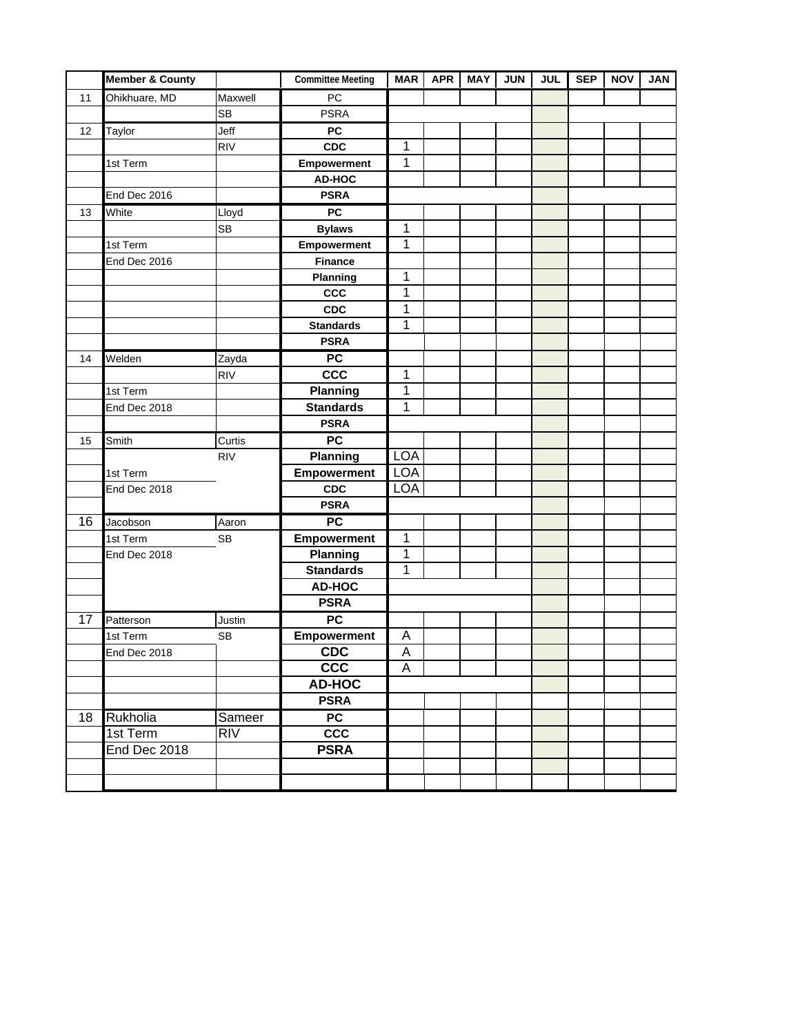| | Member & County | | Committee Meeting | MAR | APR | MAY | JUN | JUL | SEP | NOV | JAN |
|---|---|---|---|---|---|---|---|---|---|---|---|
| 11 | Ohikhuare, MD | Maxwell | PC | | | | | | | | |
| | | SB | PSRA | | | | | | | | |
| 12 | Taylor | Jeff | PC | | | | | | | | |
| | | RIV | CDC | 1 | | | | | | | |
| | 1st Term | | Empowerment | 1 | | | | | | | |
| | | | AD-HOC | | | | | | | | |
| | End Dec 2016 | | PSRA | | | | | | | | |
| 13 | White | Lloyd | PC | | | | | | | | |
| | | SB | Bylaws | 1 | | | | | | | |
| | 1st Term | | Empowerment | 1 | | | | | | | |
| | End Dec 2016 | | Finance | | | | | | | | |
| | | | Planning | 1 | | | | | | | |
| | | | CCC | 1 | | | | | | | |
| | | | CDC | 1 | | | | | | | |
| | | | Standards | 1 | | | | | | | |
| | | | PSRA | | | | | | | | |
| 14 | Welden | Zayda | PC | | | | | | | | |
| | | RIV | CCC | 1 | | | | | | | |
| | 1st Term | | Planning | 1 | | | | | | | |
| | End Dec 2018 | | Standards | 1 | | | | | | | |
| | | | PSRA | | | | | | | | |
| 15 | Smith | Curtis | PC | | | | | | | | |
| | | RIV | Planning | LOA | | | | | | | |
| | 1st Term | | Empowerment | LOA | | | | | | | |
| | End Dec 2018 | | CDC | LOA | | | | | | | |
| | | | PSRA | | | | | | | | |
| 16 | Jacobson | Aaron | PC | | | | | | | | |
| | 1st Term | SB | Empowerment | 1 | | | | | | | |
| | End Dec 2018 | | Planning | 1 | | | | | | | |
| | | | Standards | 1 | | | | | | | |
| | | | AD-HOC | | | | | | | | |
| | | | PSRA | | | | | | | | |
| 17 | Patterson | Justin | PC | | | | | | | | |
| | 1st Term | SB | Empowerment | A | | | | | | | |
| | End Dec 2018 | | CDC | A | | | | | | | |
| | | | CCC | A | | | | | | | |
| | | | AD-HOC | | | | | | | | |
| | | | PSRA | | | | | | | | |
| 18 | Rukholia | Sameer | PC | | | | | | | | |
| | 1st Term | RIV | CCC | | | | | | | | |
| | End Dec 2018 | | PSRA | | | | | | | | |
| | | | | | | | | | | | |
| | | | | | | | | | | | |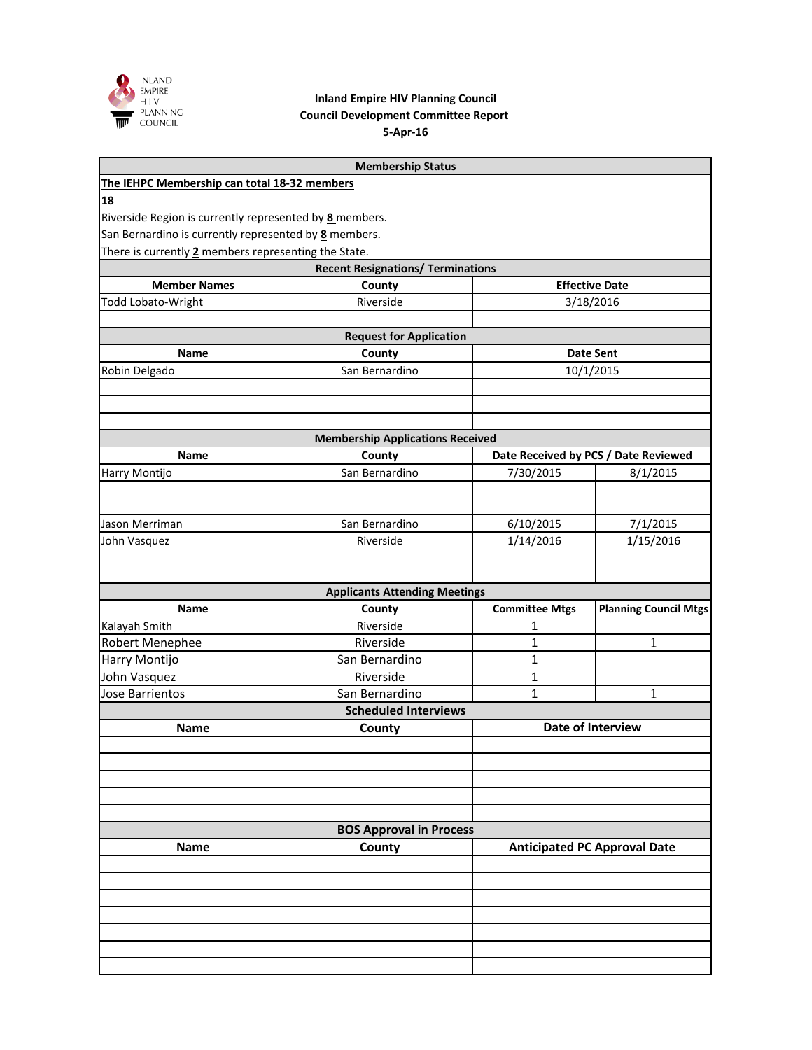**Inland Empire HIV Planning Council**
**Council Development Committee Report**
**5-Apr-16**

**Membership Status**

**The IEHPC Membership can total 18-32 members**

**18**

Riverside Region is currently represented by **8** members.

San Bernardino is currently represented by **8** members.

There is currently **2** members representing the State.

**Recent Resignations/ Terminations**

| Member Names | County | Effective Date |
|---|---|---|
| Todd Lobato-Wright | Riverside | 3/18/2016 |
| | | |

**Request for Application**

| Name | County | Date Sent |
|---|---|---|
| Robin Delgado | San Bernardino | 10/1/2015 |
| | | |
| | | |
| | | |

**Membership Applications Received**

| Name | County | Date Received by PCS | Date Reviewed |
|---|---|---|---|
| Harry Montijo | San Bernardino | 7/30/2015 | 8/1/2015 |
| | | | |
| | | | |
| Jason Merriman | San Bernardino | 6/10/2015 | 7/1/2015 |
| John Vasquez | Riverside | 1/14/2016 | 1/15/2016 |
| | | | |
| | | | |

**Applicants Attending Meetings**

| Name | County | Committee Mtgs | Planning Council Mtgs |
|---|---|---|---|
| Kalayah Smith | Riverside | 1 | |
| Robert Menephee | Riverside | 1 | 1 |
| Harry Montijo | San Bernardino | 1 | |
| John Vasquez | Riverside | 1 | |
| Jose Barrientos | San Bernardino | 1 | 1 |

**Scheduled Interviews**

| Name | County | Date of Interview |
|---|---|---|
| | | |
| | | |
| | | |
| | | |
| | | |

**BOS Approval in Process**

| Name | County | Anticipated PC Approval Date |
|---|---|---|
| | | |
| | | |
| | | |
| | | |
| | | |
| | | |
| | | |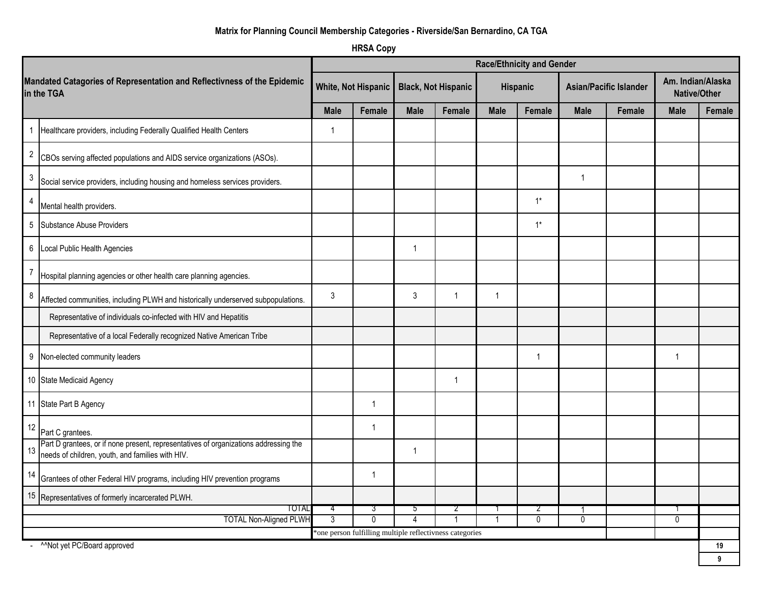**Matrix for Planning Council Membership Categories - Riverside/San Bernardino, CA TGA**

**HRSA Copy**

| | Mandated Catagories of Representation and Reflectivness of the Epidemic in the TGA | Race/Ethnicity and Gender | | | | | | | | | |
|---|---|---|---|---|---|---|---|---|---|---|---|
| | | White, Not Hispanic | | Black, Not Hispanic | | Hispanic | | Asian/Pacific Islander | | Am. Indian/Alaska Native/Other | |
| | | Male | Female | Male | Female | Male | Female | Male | Female | Male | Female |
| 1 | Healthcare providers, including Federally Qualified Health Centers | 1 | | | | | | | | | |
| 2 | CBOs serving affected populations and AIDS service organizations (ASOs). | | | | | | | | | | |
| 3 | Social service providers, including housing and homeless services providers. | | | | | | | 1 | | | |
| 4 | Mental health providers. | | | | | | 1* | | | | |
| 5 | Substance Abuse Providers | | | | | | 1* | | | | |
| 6 | Local Public Health Agencies | | | 1 | | | | | | | |
| 7 | Hospital planning agencies or other health care planning agencies. | | | | | | | | | | |
| 8 | Affected communities, including PLWH and historically underserved subpopulations. | 3 | | 3 | 1 | 1 | | | | | |
| | Representative of individuals co-infected with HIV and Hepatitis | | | | | | | | | | |
| | Representative of a local Federally recognized Native American Tribe | | | | | | | | | | |
| 9 | Non-elected community leaders | | | | | | 1 | | | 1 | |
| 10 | State Medicaid Agency | | | | 1 | | | | | | |
| 11 | State Part B Agency | | 1 | | | | | | | | |
| 12 | Part C grantees. | | 1 | | | | | | | | |
| 13 | Part D grantees, or if none present, representatives of organizations addressing the needs of children, youth, and families with HIV. | | | 1 | | | | | | | |
| 14 | Grantees of other Federal HIV programs, including HIV prevention programs | | 1 | | | | | | | | |
| 15 | Representatives of formerly incarcerated PLWH. | | | | | | | | | | |
| | TOTAL | 4 | 3 | 5 | 2 | 1 | 2 | 1 | | 1 | 19 |
| | TOTAL Non-Aligned PLWH | 3 | 0 | 4 | 1 | 1 | 0 | 0 | | 0 | 9 |
| | | *one person fulfilling multiple reflectivness categories | | | | | | | | | |

- ^^Not yet PC/Board approved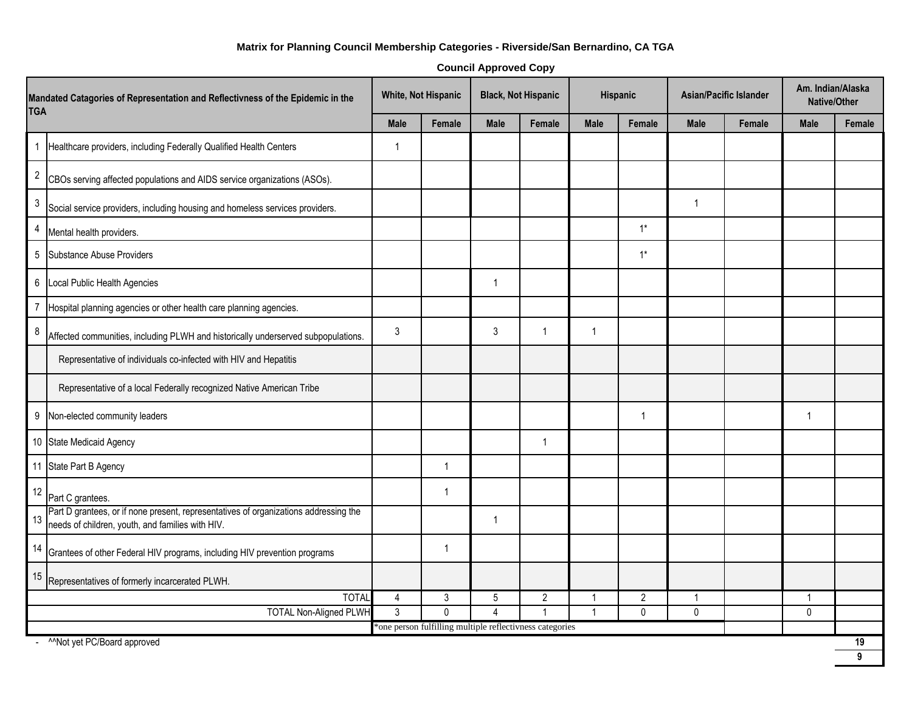**Matrix for Planning Council Membership Categories - Riverside/San Bernardino, CA TGA**

**Council Approved Copy**

| | Mandated Catagories of Representation and Reflectivness of the Epidemic in the TGA | White, Not Hispanic | | Black, Not Hispanic | | Hispanic | | Asian/Pacific Islander | | Am. Indian/Alaska Native/Other | |
|---|---|---|---|---|---|---|---|---|---|---|---|
| | | Male | Female | Male | Female | Male | Female | Male | Female | Male | Female |
| 1 | Healthcare providers, including Federally Qualified Health Centers | 1 | | | | | | | | | |
| 2 | CBOs serving affected populations and AIDS service organizations (ASOs). | | | | | | | | | | |
| 3 | Social service providers, including housing and homeless services providers. | | | | | | | 1 | | | |
| 4 | Mental health providers. | | | | | | 1* | | | | |
| 5 | Substance Abuse Providers | | | | | | 1* | | | | |
| 6 | Local Public Health Agencies | | | 1 | | | | | | | |
| 7 | Hospital planning agencies or other health care planning agencies. | | | | | | | | | | |
| 8 | Affected communities, including PLWH and historically underserved subpopulations. | 3 | | 3 | 1 | 1 | | | | | |
| | Representative of individuals co-infected with HIV and Hepatitis | | | | | | | | | | |
| | Representative of a local Federally recognized Native American Tribe | | | | | | | | | | |
| 9 | Non-elected community leaders | | | | | | 1 | | | 1 | |
| 10 | State Medicaid Agency | | | | 1 | | | | | | |
| 11 | State Part B Agency | | 1 | | | | | | | | |
| 12 | Part C grantees. | | 1 | | | | | | | | |
| 13 | Part D grantees, or if none present, representatives of organizations addressing the needs of children, youth, and families with HIV. | | | 1 | | | | | | | |
| 14 | Grantees of other Federal HIV programs, including HIV prevention programs | | 1 | | | | | | | | |
| 15 | Representatives of formerly incarcerated PLWH. | | | | | | | | | | |
| | TOTAL | 4 | 3 | 5 | 2 | 1 | 2 | 1 | | 1 | |
| | TOTAL Non-Aligned PLWH | 3 | 0 | 4 | 1 | 1 | 0 | 0 | | 0 | |
| | | *one person fulfilling multiple reflectivness categories | | | | | | | | | |
| - | ^^Not yet PC/Board approved | | | | | | | | | | 19 |
| | | | | | | | | | | | 9 |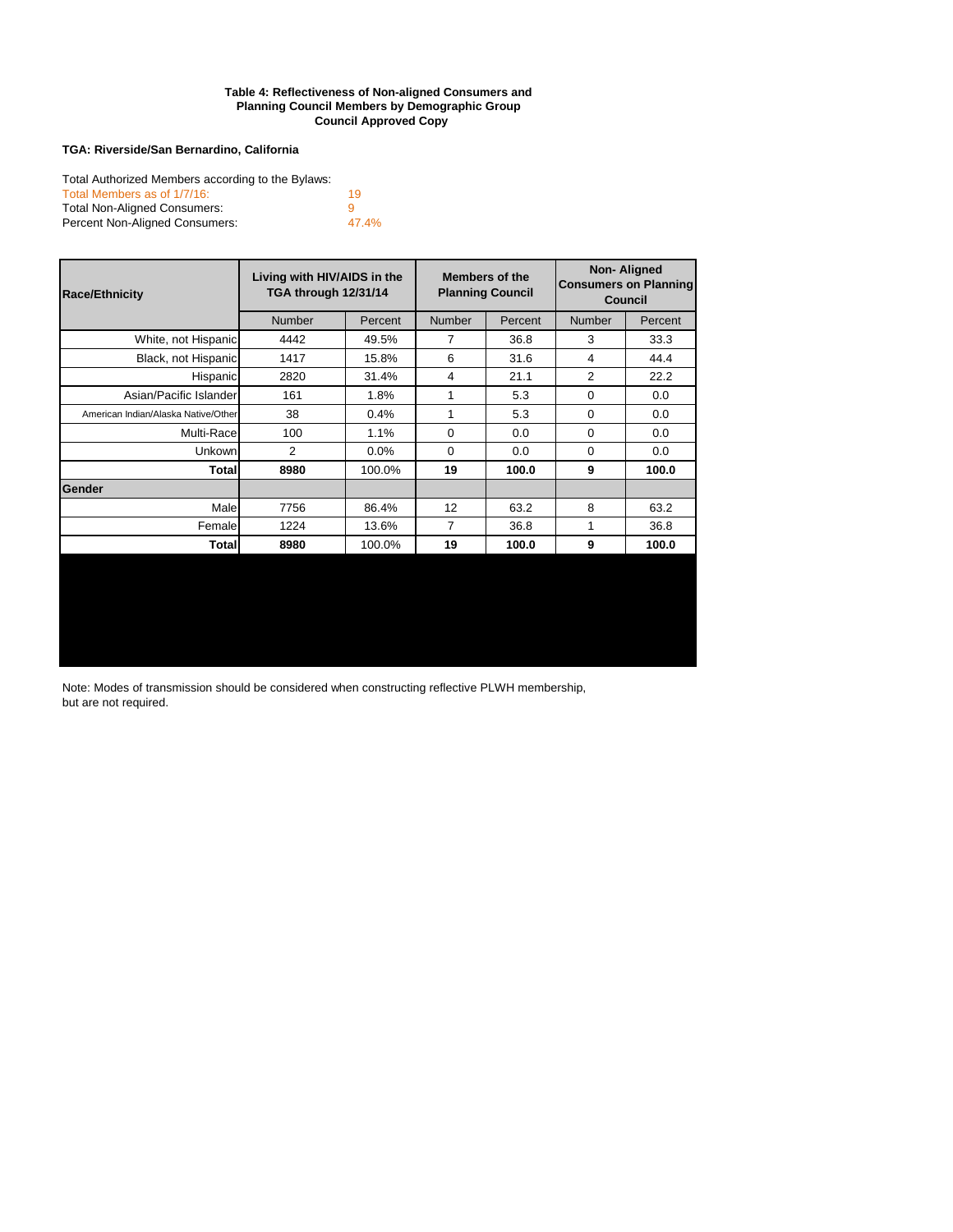**Table 4: Reflectiveness of Non-aligned Consumers and Planning Council Members by Demographic Group**
**Council Approved Copy**

**TGA: Riverside/San Bernardino, California**

Total Authorized Members according to the Bylaws:
Total Members as of 1/7/16: 19
Total Non-Aligned Consumers: 9
Percent Non-Aligned Consumers: 47.4%

| Race/Ethnicity | Living with HIV/AIDS in the TGA through 12/31/14 | | Members of the Planning Council | | Non- Aligned Consumers on Planning Council | |
|---|---|---|---|---|---|---|
| | Number | Percent | Number | Percent | Number | Percent |
| White, not Hispanic | 4442 | 49.5% | 7 | 36.8 | 3 | 33.3 |
| Black, not Hispanic | 1417 | 15.8% | 6 | 31.6 | 4 | 44.4 |
| Hispanic | 2820 | 31.4% | 4 | 21.1 | 2 | 22.2 |
| Asian/Pacific Islander | 161 | 1.8% | 1 | 5.3 | 0 | 0.0 |
| American Indian/Alaska Native/Other | 38 | 0.4% | 1 | 5.3 | 0 | 0.0 |
| Multi-Race | 100 | 1.1% | 0 | 0.0 | 0 | 0.0 |
| Unkown | 2 | 0.0% | 0 | 0.0 | 0 | 0.0 |
| **Total** | **8980** | 100.0% | **19** | **100.0** | **9** | **100.0** |
| **Gender** | | | | | | |
| Male | 7756 | 86.4% | 12 | 63.2 | 8 | 63.2 |
| Female | 1224 | 13.6% | 7 | 36.8 | 1 | 36.8 |
| **Total** | **8980** | 100.0% | **19** | **100.0** | **9** | **100.0** |

Note: Modes of transmission should be considered when constructing reflective PLWH membership, but are not required.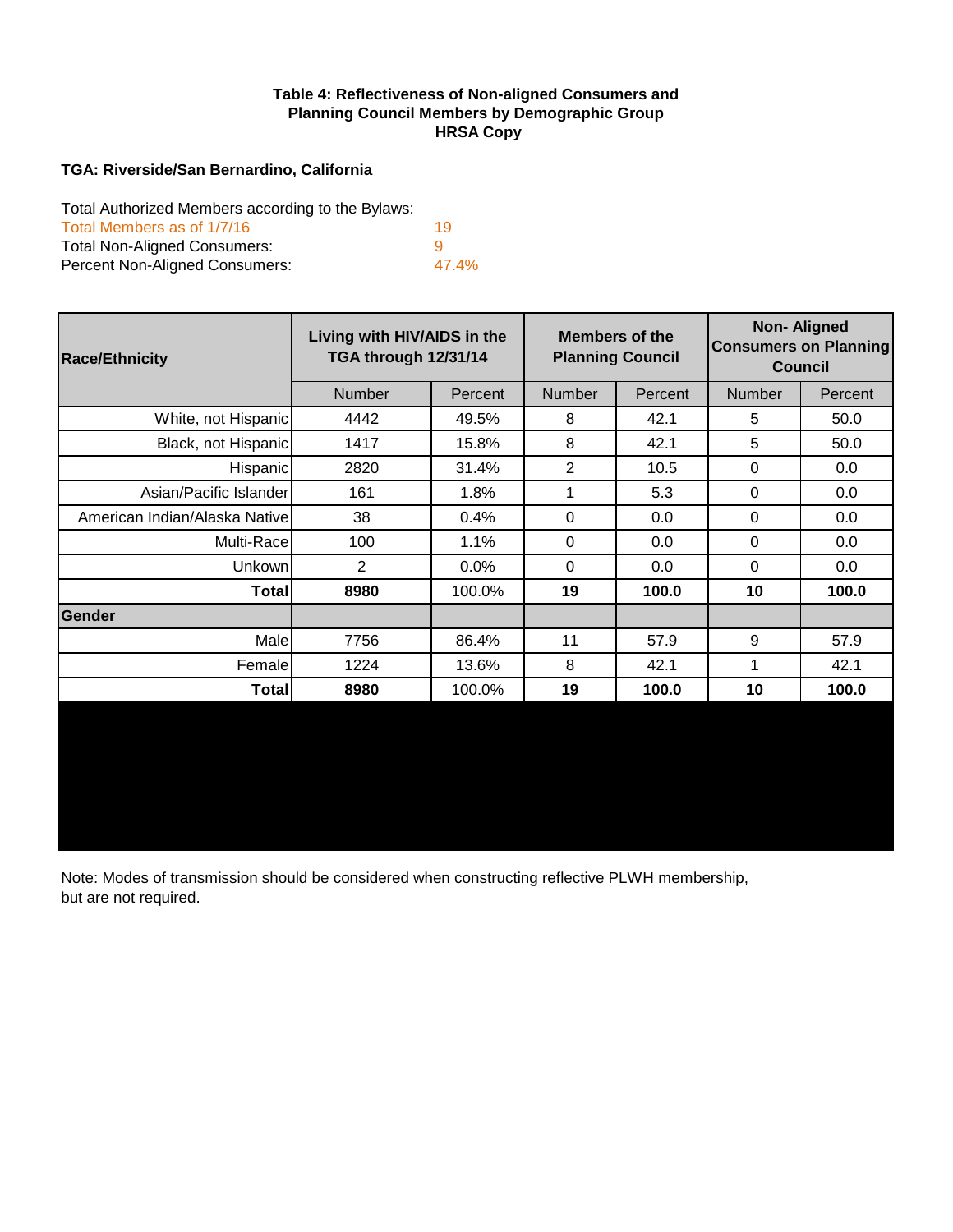**Table 4: Reflectiveness of Non-aligned Consumers and Planning Council Members by Demographic Group**
**HRSA Copy**

**TGA: Riverside/San Bernardino, California**

Total Authorized Members according to the Bylaws:
Total Members as of 1/7/16 19
Total Non-Aligned Consumers: 9
Percent Non-Aligned Consumers: 47.4%

| Race/Ethnicity | Living with HIV/AIDS in the TGA through 12/31/14 | | Members of the Planning Council | | Non- Aligned Consumers on Planning Council | |
|---|---|---|---|---|---|---|
| | Number | Percent | Number | Percent | Number | Percent |
| White, not Hispanic | 4442 | 49.5% | 8 | 42.1 | 5 | 50.0 |
| Black, not Hispanic | 1417 | 15.8% | 8 | 42.1 | 5 | 50.0 |
| Hispanic | 2820 | 31.4% | 2 | 10.5 | 0 | 0.0 |
| Asian/Pacific Islander | 161 | 1.8% | 1 | 5.3 | 0 | 0.0 |
| American Indian/Alaska Native | 38 | 0.4% | 0 | 0.0 | 0 | 0.0 |
| Multi-Race | 100 | 1.1% | 0 | 0.0 | 0 | 0.0 |
| Unkown | 2 | 0.0% | 0 | 0.0 | 0 | 0.0 |
| **Total** | **8980** | 100.0% | **19** | **100.0** | **10** | **100.0** |
| **Gender** | | | | | | |
| Male | 7756 | 86.4% | 11 | 57.9 | 9 | 57.9 |
| Female | 1224 | 13.6% | 8 | 42.1 | 1 | 42.1 |
| **Total** | **8980** | 100.0% | **19** | **100.0** | **10** | **100.0** |

Note: Modes of transmission should be considered when constructing reflective PLWH membership, but are not required.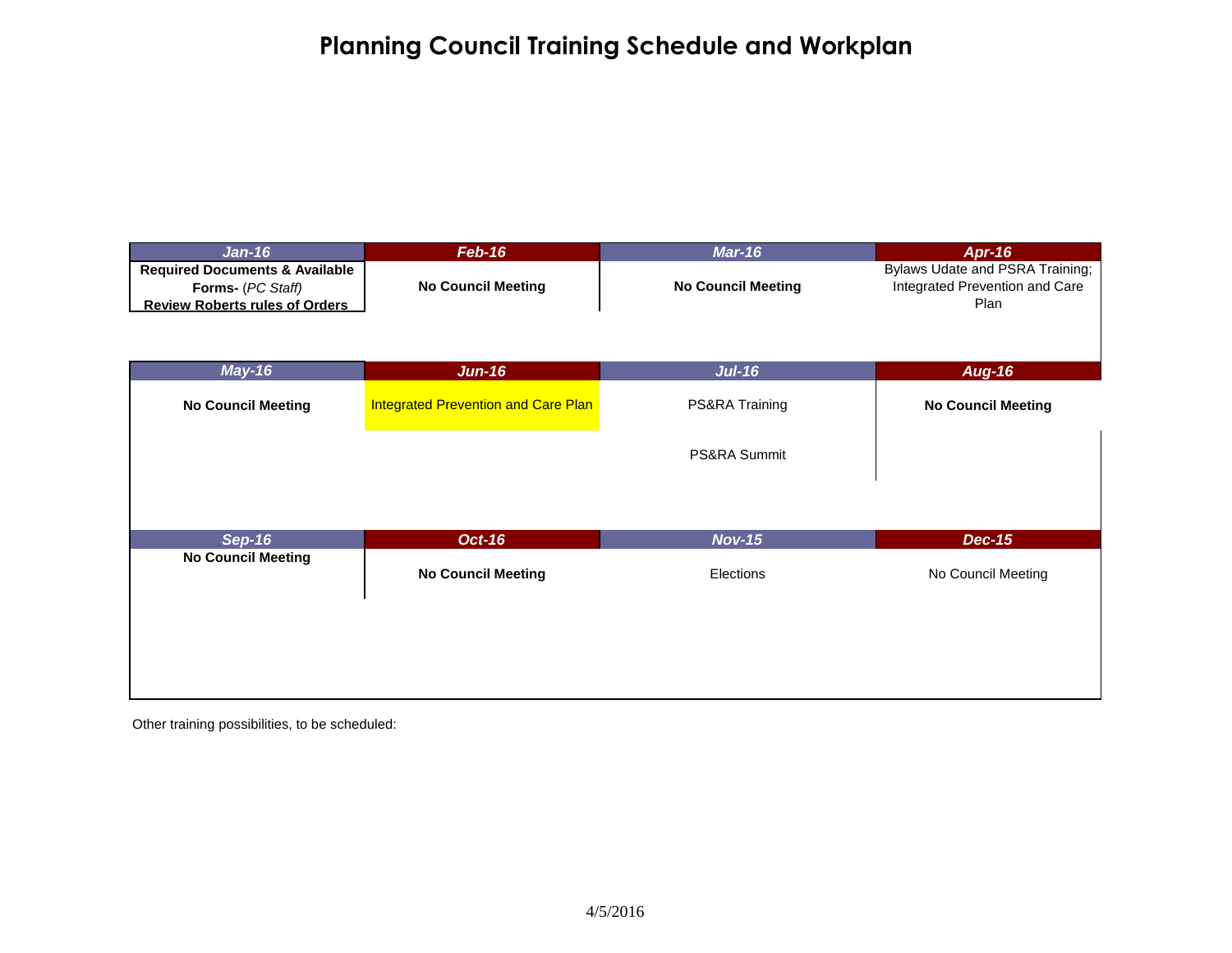# Planning Council Training Schedule and Workplan

| Jan-16 | Feb-16 | Mar-16 | Apr-16 |
|---|---|---|---|
| **Required Documents & Available Forms-** (*PC Staff*) **Review Roberts rules of Orders** | **No Council Meeting** | **No Council Meeting** | Bylaws Udate and PSRA Training; Integrated Prevention and Care Plan |

| May-16 | Jun-16 | Jul-16 | Aug-16 |
|---|---|---|---|
| **No Council Meeting** | Integrated Prevention and Care Plan | PS&RA Training<br><br>PS&RA Summit | **No Council Meeting** |

| Sep-16 | Oct-16 | Nov-15 | Dec-15 |
|---|---|---|---|
| **No Council Meeting** | **No Council Meeting** | Elections | No Council Meeting |

Other training possibilities, to be scheduled:

4/5/2016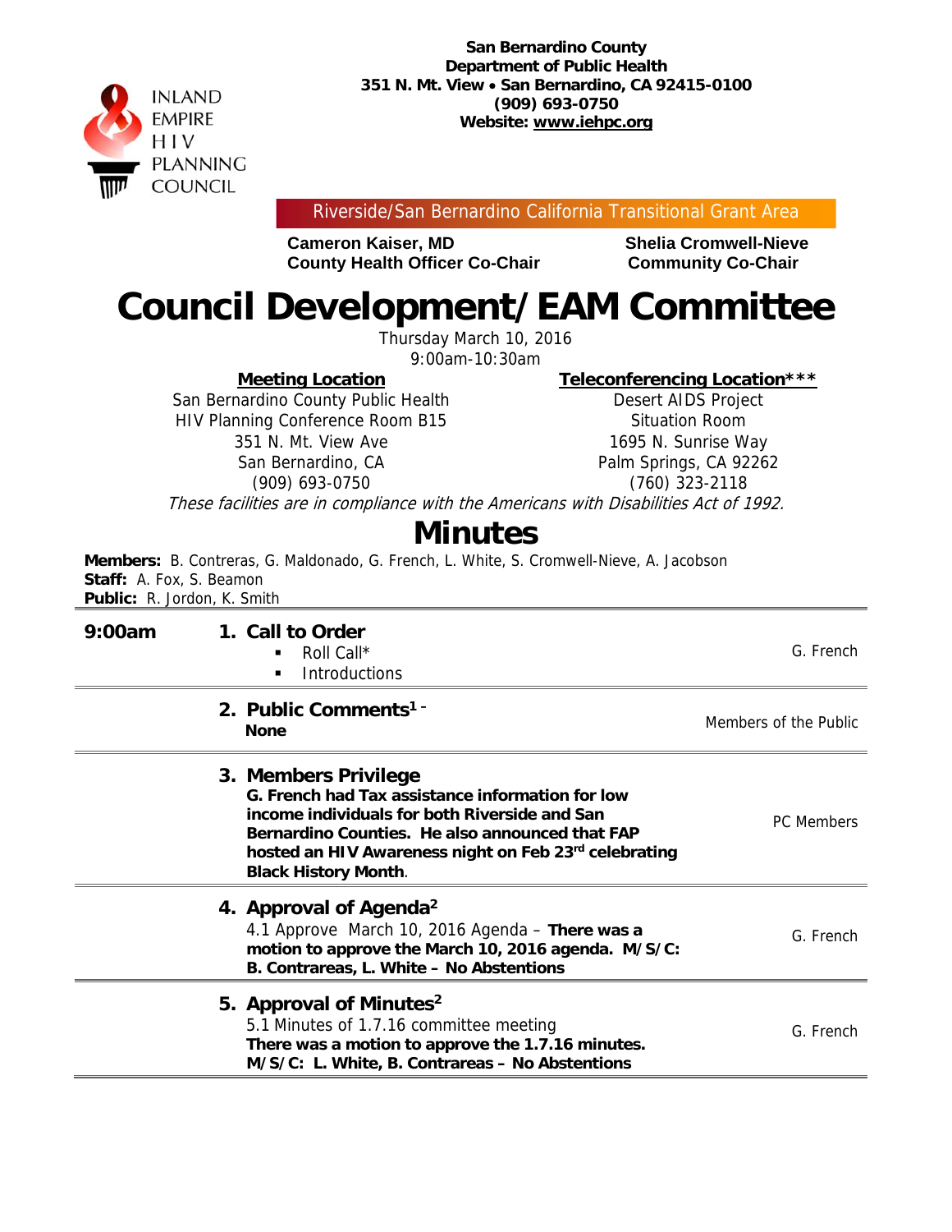INLAND EMPIRE HIV PLANNING COUNCIL

**San Bernardino County**
**Department of Public Health**
**351 N. Mt. View • San Bernardino, CA 92415-0100**
**(909) 693-0750**
**Website: www.iehpc.org**

Riverside/San Bernardino California Transitional Grant Area

**Cameron Kaiser, MD**
**County Health Officer Co-Chair**

**Shelia Cromwell-Nieve**
**Community Co-Chair**

# Council Development/EAM Committee

Thursday March 10, 2016
9:00am-10:30am

**Meeting Location**
San Bernardino County Public Health
HIV Planning Conference Room B15
351 N. Mt. View Ave
San Bernardino, CA
(909) 693-0750

**Teleconferencing Location*****
Desert AIDS Project
Situation Room
1695 N. Sunrise Way
Palm Springs, CA 92262
(760) 323-2118

*These facilities are in compliance with the Americans with Disabilities Act of 1992.*

## Minutes

**Members:** B. Contreras, G. Maldonado, G. French, L. White, S. Cromwell-Nieve, A. Jacobson
**Staff:** A. Fox, S. Beamon
**Public:** R. Jordon, K. Smith

| | | |
|---|---|---|
| **9:00am** | **1. Call to Order**<br>▪ Roll Call*<br>▪ Introductions | G. French |
| | **2. Public Comments[1] -**<br>**None** | Members of the Public |
| | **3. Members Privilege**<br>**G. French had Tax assistance information for low income individuals for both Riverside and San Bernardino Counties. He also announced that FAP hosted an HIV Awareness night on Feb 23rd celebrating Black History Month.** | PC Members |
| | **4. Approval of Agenda[2]**<br>4.1 Approve March 10, 2016 Agenda – **There was a motion to approve the March 10, 2016 agenda. M/S/C: B. Contrareas, L. White – No Abstentions** | G. French |
| | **5. Approval of Minutes[2]**<br>5.1 Minutes of 1.7.16 committee meeting<br>**There was a motion to approve the 1.7.16 minutes. M/S/C: L. White, B. Contrareas – No Abstentions** | G. French |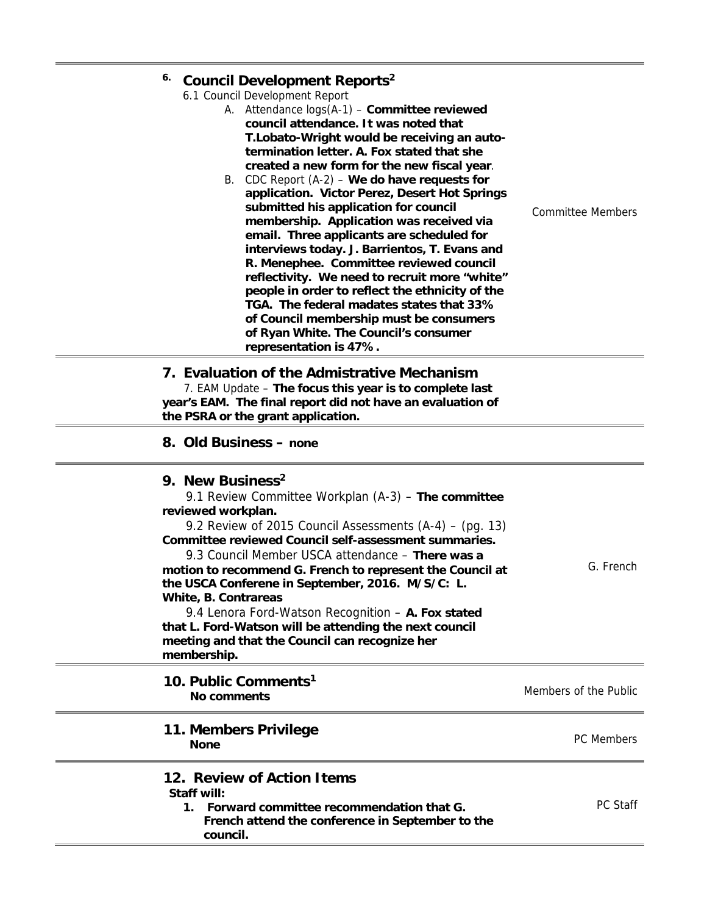## 6. Council Development Reports[2]

6.1 Council Development Report

A. Attendance logs(A-1) – **Committee reviewed council attendance. It was noted that T.Lobato-Wright would be receiving an auto-termination letter. A. Fox stated that she created a new form for the new fiscal year**.

B. CDC Report (A-2) – **We do have requests for application. Victor Perez, Desert Hot Springs submitted his application for council membership. Application was received via email. Three applicants are scheduled for interviews today. J. Barrientos, T. Evans and R. Menephee. Committee reviewed council reflectivity. We need to recruit more "white" people in order to reflect the ethnicity of the TGA. The federal madates states that 33% of Council membership must be consumers of Ryan White. The Council's consumer representation is 47%.**

Committee Members

## 7. Evaluation of the Admistrative Mechanism

7. EAM Update – **The focus this year is to complete last year's EAM. The final report did not have an evaluation of the PSRA or the grant application.**

## 8. Old Business – none

## 9. New Business[2]

9.1 Review Committee Workplan (A-3) – **The committee reviewed workplan.**

9.2 Review of 2015 Council Assessments (A-4) – (pg. 13) **Committee reviewed Council self-assessment summaries.**

9.3 Council Member USCA attendance – **There was a motion to recommend G. French to represent the Council at the USCA Conferene in September, 2016. M/S/C: L. White, B. Contrareas**

9.4 Lenora Ford-Watson Recognition – **A. Fox stated that L. Ford-Watson will be attending the next council meeting and that the Council can recognize her membership.**

G. French

## 10. Public Comments[1]

**No comments**

Members of the Public

## 11. Members Privilege

**None**

PC Members

## 12. Review of Action Items

**Staff will:**

1. **Forward committee recommendation that G. French attend the conference in September to the council.**

PC Staff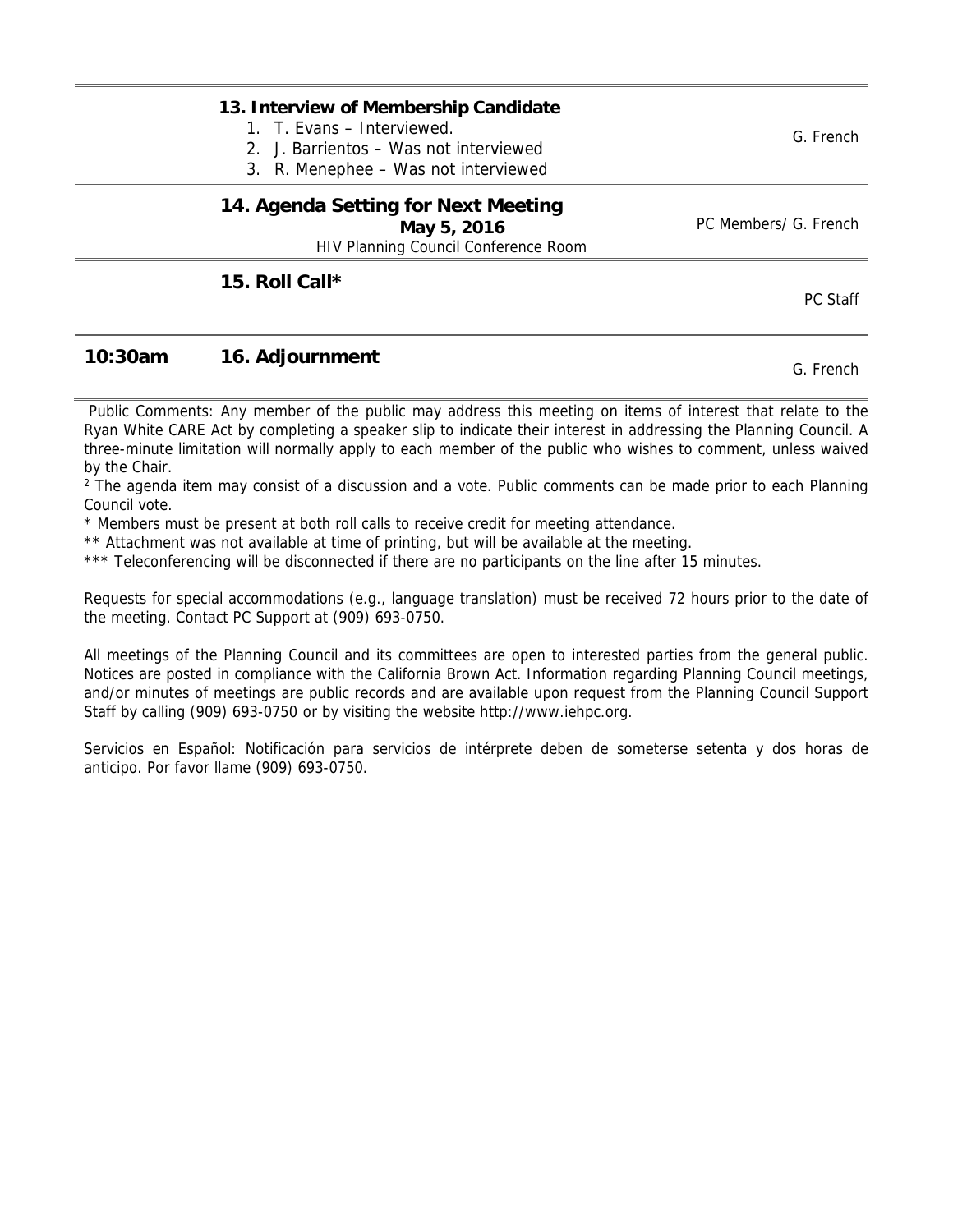| | | |
|---|---|---|
| | **13. Interview of Membership Candidate**<br>1. T. Evans – Interviewed.<br>2. J. Barrientos – Was not interviewed<br>3. R. Menephee – Was not interviewed | G. French |
| | **14. Agenda Setting for Next Meeting**<br>**May 5, 2016**<br>HIV Planning Council Conference Room | PC Members/ G. French |
| | **15. Roll Call*** | PC Staff |
| **10:30am** | **16. Adjournment** | G. French |

Public Comments: Any member of the public may address this meeting on items of interest that relate to the Ryan White CARE Act by completing a speaker slip to indicate their interest in addressing the Planning Council. A three-minute limitation will normally apply to each member of the public who wishes to comment, unless waived by the Chair.

[2] The agenda item may consist of a discussion and a vote. Public comments can be made prior to each Planning Council vote.

\* Members must be present at both roll calls to receive credit for meeting attendance.

\** Attachment was not available at time of printing, but will be available at the meeting.

\*** Teleconferencing will be disconnected if there are no participants on the line after 15 minutes.

Requests for special accommodations (e.g., language translation) must be received 72 hours prior to the date of the meeting. Contact PC Support at (909) 693-0750.

All meetings of the Planning Council and its committees are open to interested parties from the general public. Notices are posted in compliance with the California Brown Act. Information regarding Planning Council meetings, and/or minutes of meetings are public records and are available upon request from the Planning Council Support Staff by calling (909) 693-0750 or by visiting the website http://www.iehpc.org.

Servicios en Español: Notificación para servicios de intérprete deben de someterse setenta y dos horas de anticipo. Por favor llame (909) 693-0750.